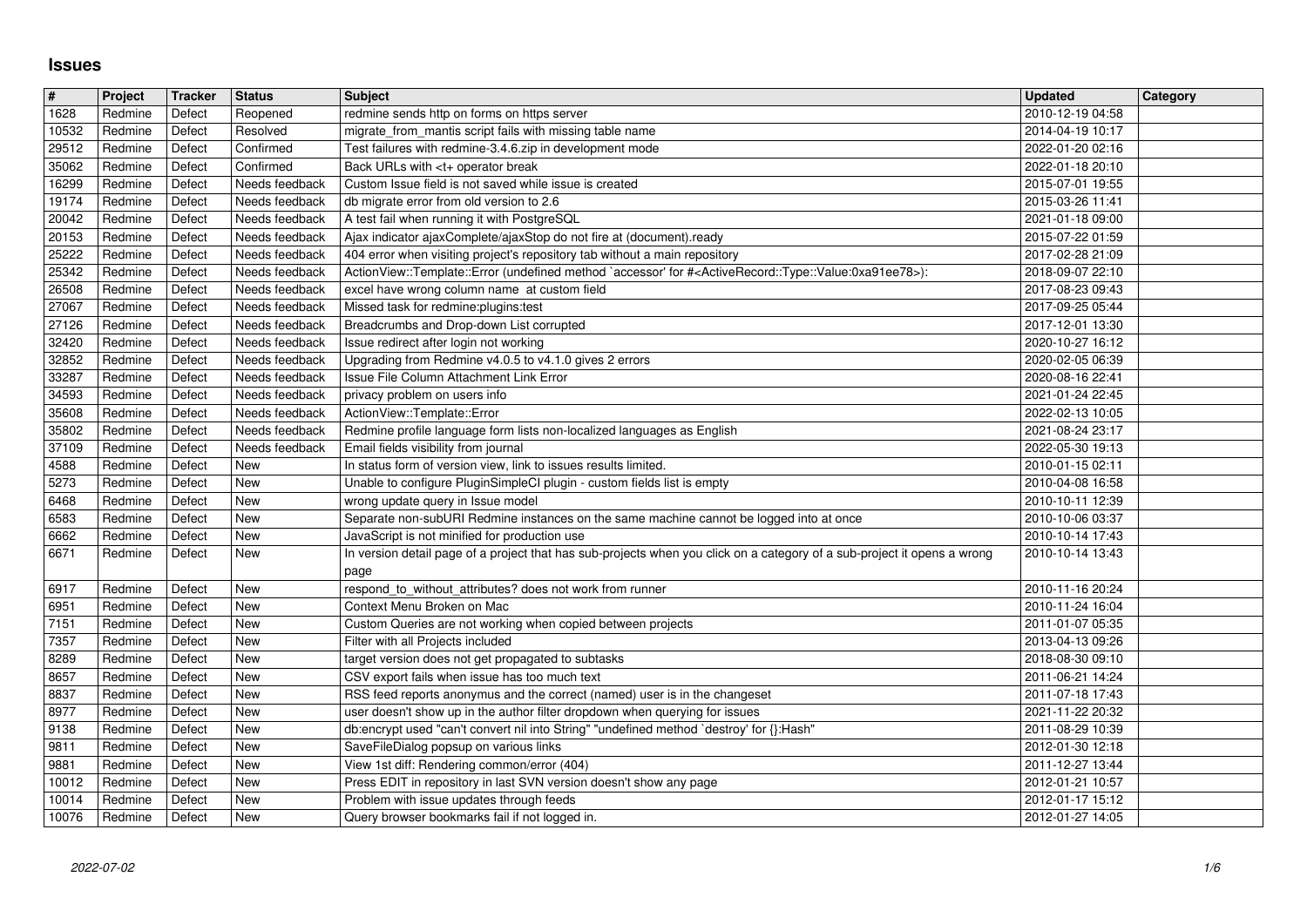# Issues

| # | Project | Tracker | Status | Subject | Updated | Category |
|---|---|---|---|---|---|---|
| 1628 | Redmine | Defect | Reopened | redmine sends http on forms on https server | 2010-12-19 04:58 | |
| 10532 | Redmine | Defect | Resolved | migrate_from_mantis script fails with missing table name | 2014-04-19 10:17 | |
| 29512 | Redmine | Defect | Confirmed | Test failures with redmine-3.4.6.zip in development mode | 2022-01-20 02:16 | |
| 35062 | Redmine | Defect | Confirmed | Back URLs with <t+ operator break | 2022-01-18 20:10 | |
| 16299 | Redmine | Defect | Needs feedback | Custom Issue field is not saved while issue is created | 2015-07-01 19:55 | |
| 19174 | Redmine | Defect | Needs feedback | db migrate error from old version to 2.6 | 2015-03-26 11:41 | |
| 20042 | Redmine | Defect | Needs feedback | A test fail when running it with PostgreSQL | 2021-01-18 09:00 | |
| 20153 | Redmine | Defect | Needs feedback | Ajax indicator ajaxComplete/ajaxStop do not fire at (document).ready | 2015-07-22 01:59 | |
| 25222 | Redmine | Defect | Needs feedback | 404 error when visiting project's repository tab without a main repository | 2017-02-28 21:09 | |
| 25342 | Redmine | Defect | Needs feedback | ActionView::Template::Error (undefined method `accessor' for #<ActiveRecord::Type::Value:0xa91ee78>): | 2018-09-07 22:10 | |
| 26508 | Redmine | Defect | Needs feedback | excel have wrong column name at custom field | 2017-08-23 09:43 | |
| 27067 | Redmine | Defect | Needs feedback | Missed task for redmine:plugins:test | 2017-09-25 05:44 | |
| 27126 | Redmine | Defect | Needs feedback | Breadcrumbs and Drop-down List corrupted | 2017-12-01 13:30 | |
| 32420 | Redmine | Defect | Needs feedback | Issue redirect after login not working | 2020-10-27 16:12 | |
| 32852 | Redmine | Defect | Needs feedback | Upgrading from Redmine v4.0.5 to v4.1.0 gives 2 errors | 2020-02-05 06:39 | |
| 33287 | Redmine | Defect | Needs feedback | Issue File Column Attachment Link Error | 2020-08-16 22:41 | |
| 34593 | Redmine | Defect | Needs feedback | privacy problem on users info | 2021-01-24 22:45 | |
| 35608 | Redmine | Defect | Needs feedback | ActionView::Template::Error | 2022-02-13 10:05 | |
| 35802 | Redmine | Defect | Needs feedback | Redmine profile language form lists non-localized languages as English | 2021-08-24 23:17 | |
| 37109 | Redmine | Defect | Needs feedback | Email fields visibility from journal | 2022-05-30 19:13 | |
| 4588 | Redmine | Defect | New | In status form of version view, link to issues results limited. | 2010-01-15 02:11 | |
| 5273 | Redmine | Defect | New | Unable to configure PluginSimpleCI plugin - custom fields list is empty | 2010-04-08 16:58 | |
| 6468 | Redmine | Defect | New | wrong update query in Issue model | 2010-10-11 12:39 | |
| 6583 | Redmine | Defect | New | Separate non-subURI Redmine instances on the same machine cannot be logged into at once | 2010-10-06 03:37 | |
| 6662 | Redmine | Defect | New | JavaScript is not minified for production use | 2010-10-14 17:43 | |
| 6671 | Redmine | Defect | New | In version detail page of a project that has sub-projects when you click on a category of a sub-project it opens a wrong page | 2010-10-14 13:43 | |
| 6917 | Redmine | Defect | New | respond_to_without_attributes? does not work from runner | 2010-11-16 20:24 | |
| 6951 | Redmine | Defect | New | Context Menu Broken on Mac | 2010-11-24 16:04 | |
| 7151 | Redmine | Defect | New | Custom Queries are not working when copied between projects | 2011-01-07 05:35 | |
| 7357 | Redmine | Defect | New | Filter with all Projects included | 2013-04-13 09:26 | |
| 8289 | Redmine | Defect | New | target version does not get propagated to subtasks | 2018-08-30 09:10 | |
| 8657 | Redmine | Defect | New | CSV export fails when issue has too much text | 2011-06-21 14:24 | |
| 8837 | Redmine | Defect | New | RSS feed reports anonymus and the correct (named) user is in the changeset | 2011-07-18 17:43 | |
| 8977 | Redmine | Defect | New | user doesn't show up in the author filter dropdown when querying for issues | 2021-11-22 20:32 | |
| 9138 | Redmine | Defect | New | db:encrypt used "can't convert nil into String" "undefined method `destroy' for {}:Hash" | 2011-08-29 10:39 | |
| 9811 | Redmine | Defect | New | SaveFileDialog popsup on various links | 2012-01-30 12:18 | |
| 9881 | Redmine | Defect | New | View 1st diff: Rendering common/error (404) | 2011-12-27 13:44 | |
| 10012 | Redmine | Defect | New | Press EDIT in repository in last SVN version doesn't show any page | 2012-01-21 10:57 | |
| 10014 | Redmine | Defect | New | Problem with issue updates through feeds | 2012-01-17 15:12 | |
| 10076 | Redmine | Defect | New | Query browser bookmarks fail if not logged in. | 2012-01-27 14:05 | |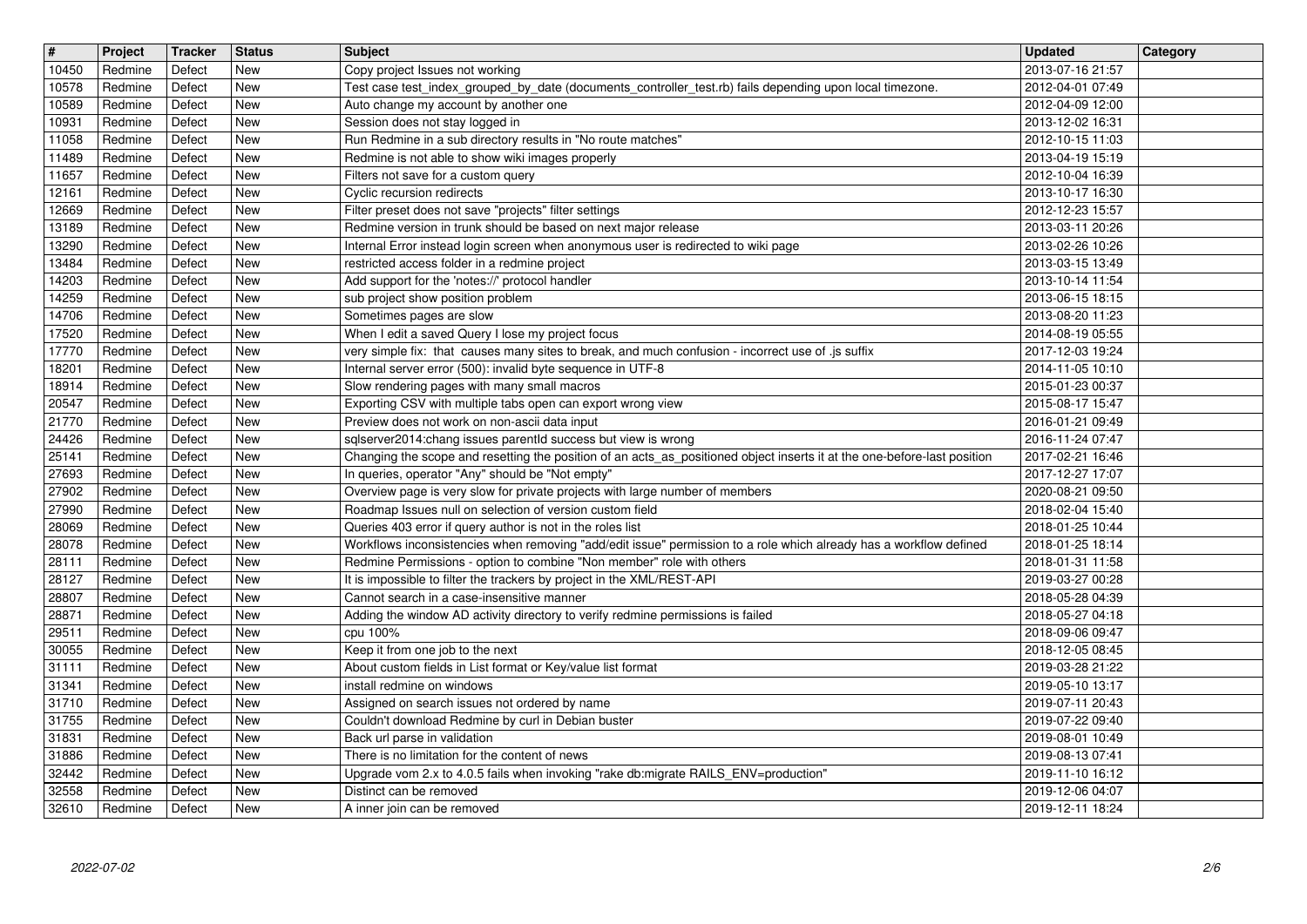| # | Project | Tracker | Status | Subject | Updated | Category |
|---|---|---|---|---|---|---|
| 10450 | Redmine | Defect | New | Copy project Issues not working | 2013-07-16 21:57 | |
| 10578 | Redmine | Defect | New | Test case test_index_grouped_by_date (documents_controller_test.rb) fails depending upon local timezone. | 2012-04-01 07:49 | |
| 10589 | Redmine | Defect | New | Auto change my account by another one | 2012-04-09 12:00 | |
| 10931 | Redmine | Defect | New | Session does not stay logged in | 2013-12-02 16:31 | |
| 11058 | Redmine | Defect | New | Run Redmine in a sub directory results in "No route matches" | 2012-10-15 11:03 | |
| 11489 | Redmine | Defect | New | Redmine is not able to show wiki images properly | 2013-04-19 15:19 | |
| 11657 | Redmine | Defect | New | Filters not save for a custom query | 2012-10-04 16:39 | |
| 12161 | Redmine | Defect | New | Cyclic recursion redirects | 2013-10-17 16:30 | |
| 12669 | Redmine | Defect | New | Filter preset does not save "projects" filter settings | 2012-12-23 15:57 | |
| 13189 | Redmine | Defect | New | Redmine version in trunk should be based on next major release | 2013-03-11 20:26 | |
| 13290 | Redmine | Defect | New | Internal Error instead login screen when anonymous user is redirected to wiki page | 2013-02-26 10:26 | |
| 13484 | Redmine | Defect | New | restricted access folder in a redmine project | 2013-03-15 13:49 | |
| 14203 | Redmine | Defect | New | Add support for the 'notes://' protocol handler | 2013-10-14 11:54 | |
| 14259 | Redmine | Defect | New | sub project show position problem | 2013-06-15 18:15 | |
| 14706 | Redmine | Defect | New | Sometimes pages are slow | 2013-08-20 11:23 | |
| 17520 | Redmine | Defect | New | When I edit a saved Query I lose my project focus | 2014-08-19 05:55 | |
| 17770 | Redmine | Defect | New | very simple fix: that causes many sites to break, and much confusion - incorrect use of .js suffix | 2017-12-03 19:24 | |
| 18201 | Redmine | Defect | New | Internal server error (500): invalid byte sequence in UTF-8 | 2014-11-05 10:10 | |
| 18914 | Redmine | Defect | New | Slow rendering pages with many small macros | 2015-01-23 00:37 | |
| 20547 | Redmine | Defect | New | Exporting CSV with multiple tabs open can export wrong view | 2015-08-17 15:47 | |
| 21770 | Redmine | Defect | New | Preview does not work on non-ascii data input | 2016-01-21 09:49 | |
| 24426 | Redmine | Defect | New | sqlserver2014:chang issues parentId success but view is wrong | 2016-11-24 07:47 | |
| 25141 | Redmine | Defect | New | Changing the scope and resetting the position of an acts_as_positioned object inserts it at the one-before-last position | 2017-02-21 16:46 | |
| 27693 | Redmine | Defect | New | In queries, operator "Any" should be "Not empty" | 2017-12-27 17:07 | |
| 27902 | Redmine | Defect | New | Overview page is very slow for private projects with large number of members | 2020-08-21 09:50 | |
| 27990 | Redmine | Defect | New | Roadmap Issues null on selection of version custom field | 2018-02-04 15:40 | |
| 28069 | Redmine | Defect | New | Queries 403 error if query author is not in the roles list | 2018-01-25 10:44 | |
| 28078 | Redmine | Defect | New | Workflows inconsistencies when removing "add/edit issue" permission to a role which already has a workflow defined | 2018-01-25 18:14 | |
| 28111 | Redmine | Defect | New | Redmine Permissions - option to combine "Non member" role with others | 2018-01-31 11:58 | |
| 28127 | Redmine | Defect | New | It is impossible to filter the trackers by project in the XML/REST-API | 2019-03-27 00:28 | |
| 28807 | Redmine | Defect | New | Cannot search in a case-insensitive manner | 2018-05-28 04:39 | |
| 28871 | Redmine | Defect | New | Adding the window AD activity directory to verify redmine permissions is failed | 2018-05-27 04:18 | |
| 29511 | Redmine | Defect | New | cpu 100% | 2018-09-06 09:47 | |
| 30055 | Redmine | Defect | New | Keep it from one job to the next | 2018-12-05 08:45 | |
| 31111 | Redmine | Defect | New | About custom fields in List format or Key/value list format | 2019-03-28 21:22 | |
| 31341 | Redmine | Defect | New | install redmine on windows | 2019-05-10 13:17 | |
| 31710 | Redmine | Defect | New | Assigned on search issues not ordered by name | 2019-07-11 20:43 | |
| 31755 | Redmine | Defect | New | Couldn't download Redmine by curl in Debian buster | 2019-07-22 09:40 | |
| 31831 | Redmine | Defect | New | Back url parse in validation | 2019-08-01 10:49 | |
| 31886 | Redmine | Defect | New | There is no limitation for the content of news | 2019-08-13 07:41 | |
| 32442 | Redmine | Defect | New | Upgrade vom 2.x to 4.0.5 fails when invoking "rake db:migrate RAILS_ENV=production" | 2019-11-10 16:12 | |
| 32558 | Redmine | Defect | New | Distinct can be removed | 2019-12-06 04:07 | |
| 32610 | Redmine | Defect | New | A inner join can be removed | 2019-12-11 18:24 | |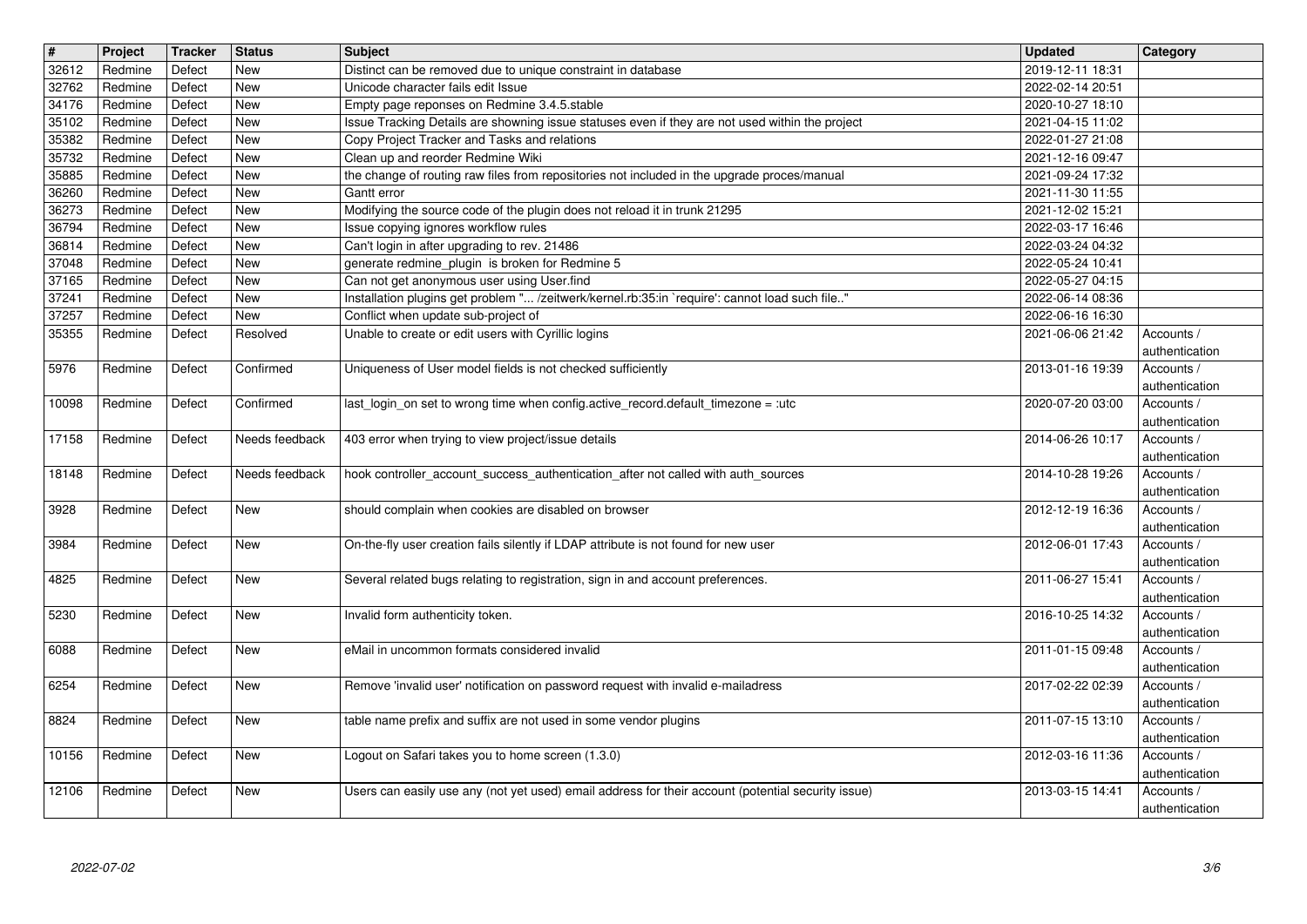| # | Project | Tracker | Status | Subject | Updated | Category |
|---|---|---|---|---|---|---|
| 32612 | Redmine | Defect | New | Distinct can be removed due to unique constraint in database | 2019-12-11 18:31 | |
| 32762 | Redmine | Defect | New | Unicode character fails edit Issue | 2022-02-14 20:51 | |
| 34176 | Redmine | Defect | New | Empty page reponses on Redmine 3.4.5.stable | 2020-10-27 18:10 | |
| 35102 | Redmine | Defect | New | Issue Tracking Details are showning issue statuses even if they are not used within the project | 2021-04-15 11:02 | |
| 35382 | Redmine | Defect | New | Copy Project Tracker and Tasks and relations | 2022-01-27 21:08 | |
| 35732 | Redmine | Defect | New | Clean up and reorder Redmine Wiki | 2021-12-16 09:47 | |
| 35885 | Redmine | Defect | New | the change of routing raw files from repositories not included in the upgrade proces/manual | 2021-09-24 17:32 | |
| 36260 | Redmine | Defect | New | Gantt error | 2021-11-30 11:55 | |
| 36273 | Redmine | Defect | New | Modifying the source code of the plugin does not reload it in trunk 21295 | 2021-12-02 15:21 | |
| 36794 | Redmine | Defect | New | Issue copying ignores workflow rules | 2022-03-17 16:46 | |
| 36814 | Redmine | Defect | New | Can't login in after upgrading to rev. 21486 | 2022-03-24 04:32 | |
| 37048 | Redmine | Defect | New | generate redmine_plugin is broken for Redmine 5 | 2022-05-24 10:41 | |
| 37165 | Redmine | Defect | New | Can not get anonymous user using User.find | 2022-05-27 04:15 | |
| 37241 | Redmine | Defect | New | Installation plugins get problem "... /zeitwerk/kernel.rb:35:in `require': cannot load such file.." | 2022-06-14 08:36 | |
| 37257 | Redmine | Defect | New | Conflict when update sub-project of | 2022-06-16 16:30 | |
| 35355 | Redmine | Defect | Resolved | Unable to create or edit users with Cyrillic logins | 2021-06-06 21:42 | Accounts / authentication |
| 5976 | Redmine | Defect | Confirmed | Uniqueness of User model fields is not checked sufficiently | 2013-01-16 19:39 | Accounts / authentication |
| 10098 | Redmine | Defect | Confirmed | last_login_on set to wrong time when config.active_record.default_timezone = :utc | 2020-07-20 03:00 | Accounts / authentication |
| 17158 | Redmine | Defect | Needs feedback | 403 error when trying to view project/issue details | 2014-06-26 10:17 | Accounts / authentication |
| 18148 | Redmine | Defect | Needs feedback | hook controller_account_success_authentication_after not called with auth_sources | 2014-10-28 19:26 | Accounts / authentication |
| 3928 | Redmine | Defect | New | should complain when cookies are disabled on browser | 2012-12-19 16:36 | Accounts / authentication |
| 3984 | Redmine | Defect | New | On-the-fly user creation fails silently if LDAP attribute is not found for new user | 2012-06-01 17:43 | Accounts / authentication |
| 4825 | Redmine | Defect | New | Several related bugs relating to registration, sign in and account preferences. | 2011-06-27 15:41 | Accounts / authentication |
| 5230 | Redmine | Defect | New | Invalid form authenticity token. | 2016-10-25 14:32 | Accounts / authentication |
| 6088 | Redmine | Defect | New | eMail in uncommon formats considered invalid | 2011-01-15 09:48 | Accounts / authentication |
| 6254 | Redmine | Defect | New | Remove 'invalid user' notification on password request with invalid e-mailadress | 2017-02-22 02:39 | Accounts / authentication |
| 8824 | Redmine | Defect | New | table name prefix and suffix are not used in some vendor plugins | 2011-07-15 13:10 | Accounts / authentication |
| 10156 | Redmine | Defect | New | Logout on Safari takes you to home screen (1.3.0) | 2012-03-16 11:36 | Accounts / authentication |
| 12106 | Redmine | Defect | New | Users can easily use any (not yet used) email address for their account (potential security issue) | 2013-03-15 14:41 | Accounts / authentication |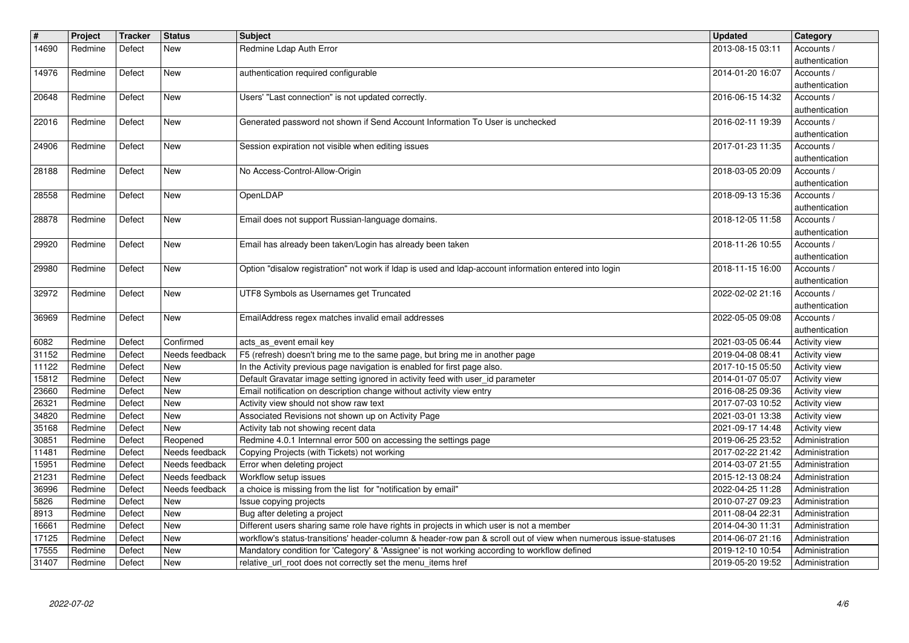| # | Project | Tracker | Status | Subject | Updated | Category |
| --- | --- | --- | --- | --- | --- | --- |
| 14690 | Redmine | Defect | New | Redmine Ldap Auth Error | 2013-08-15 03:11 | Accounts / authentication |
| 14976 | Redmine | Defect | New | authentication required configurable | 2014-01-20 16:07 | Accounts / authentication |
| 20648 | Redmine | Defect | New | Users' "Last connection" is not updated correctly. | 2016-06-15 14:32 | Accounts / authentication |
| 22016 | Redmine | Defect | New | Generated password not shown if Send Account Information To User is unchecked | 2016-02-11 19:39 | Accounts / authentication |
| 24906 | Redmine | Defect | New | Session expiration not visible when editing issues | 2017-01-23 11:35 | Accounts / authentication |
| 28188 | Redmine | Defect | New | No Access-Control-Allow-Origin | 2018-03-05 20:09 | Accounts / authentication |
| 28558 | Redmine | Defect | New | OpenLDAP | 2018-09-13 15:36 | Accounts / authentication |
| 28878 | Redmine | Defect | New | Email does not support Russian-language domains. | 2018-12-05 11:58 | Accounts / authentication |
| 29920 | Redmine | Defect | New | Email has already been taken/Login has already been taken | 2018-11-26 10:55 | Accounts / authentication |
| 29980 | Redmine | Defect | New | Option "disalow registration" not work if ldap is used and ldap-account information entered into login | 2018-11-15 16:00 | Accounts / authentication |
| 32972 | Redmine | Defect | New | UTF8 Symbols as Usernames get Truncated | 2022-02-02 21:16 | Accounts / authentication |
| 36969 | Redmine | Defect | New | EmailAddress regex matches invalid email addresses | 2022-05-05 09:08 | Accounts / authentication |
| 6082 | Redmine | Defect | Confirmed | acts_as_event email key | 2021-03-05 06:44 | Activity view |
| 31152 | Redmine | Defect | Needs feedback | F5 (refresh) doesn't bring me to the same page, but bring me in another page | 2019-04-08 08:41 | Activity view |
| 11122 | Redmine | Defect | New | In the Activity previous page navigation is enabled for first page also. | 2017-10-15 05:50 | Activity view |
| 15812 | Redmine | Defect | New | Default Gravatar image setting ignored in activity feed with user_id parameter | 2014-01-07 05:07 | Activity view |
| 23660 | Redmine | Defect | New | Email notification on description change without activity view entry | 2016-08-25 09:36 | Activity view |
| 26321 | Redmine | Defect | New | Activity view should not show raw text | 2017-07-03 10:52 | Activity view |
| 34820 | Redmine | Defect | New | Associated Revisions not shown up on Activity Page | 2021-03-01 13:38 | Activity view |
| 35168 | Redmine | Defect | New | Activity tab not showing recent data | 2021-09-17 14:48 | Activity view |
| 30851 | Redmine | Defect | Reopened | Redmine 4.0.1 Internnal error 500 on accessing the settings page | 2019-06-25 23:52 | Administration |
| 11481 | Redmine | Defect | Needs feedback | Copying Projects (with Tickets) not working | 2017-02-22 21:42 | Administration |
| 15951 | Redmine | Defect | Needs feedback | Error when deleting project | 2014-03-07 21:55 | Administration |
| 21231 | Redmine | Defect | Needs feedback | Workflow setup issues | 2015-12-13 08:24 | Administration |
| 36996 | Redmine | Defect | Needs feedback | a choice is missing from the list for "notification by email" | 2022-04-25 11:28 | Administration |
| 5826 | Redmine | Defect | New | Issue copying projects | 2010-07-27 09:23 | Administration |
| 8913 | Redmine | Defect | New | Bug after deleting a project | 2011-08-04 22:31 | Administration |
| 16661 | Redmine | Defect | New | Different users sharing same role have rights in projects in which user is not a member | 2014-04-30 11:31 | Administration |
| 17125 | Redmine | Defect | New | workflow's status-transitions' header-column & header-row pan & scroll out of view when numerous issue-statuses | 2014-06-07 21:16 | Administration |
| 17555 | Redmine | Defect | New | Mandatory condition for 'Category' & 'Assignee' is not working according to workflow defined | 2019-12-10 10:54 | Administration |
| 31407 | Redmine | Defect | New | relative_url_root does not correctly set the menu_items href | 2019-05-20 19:52 | Administration |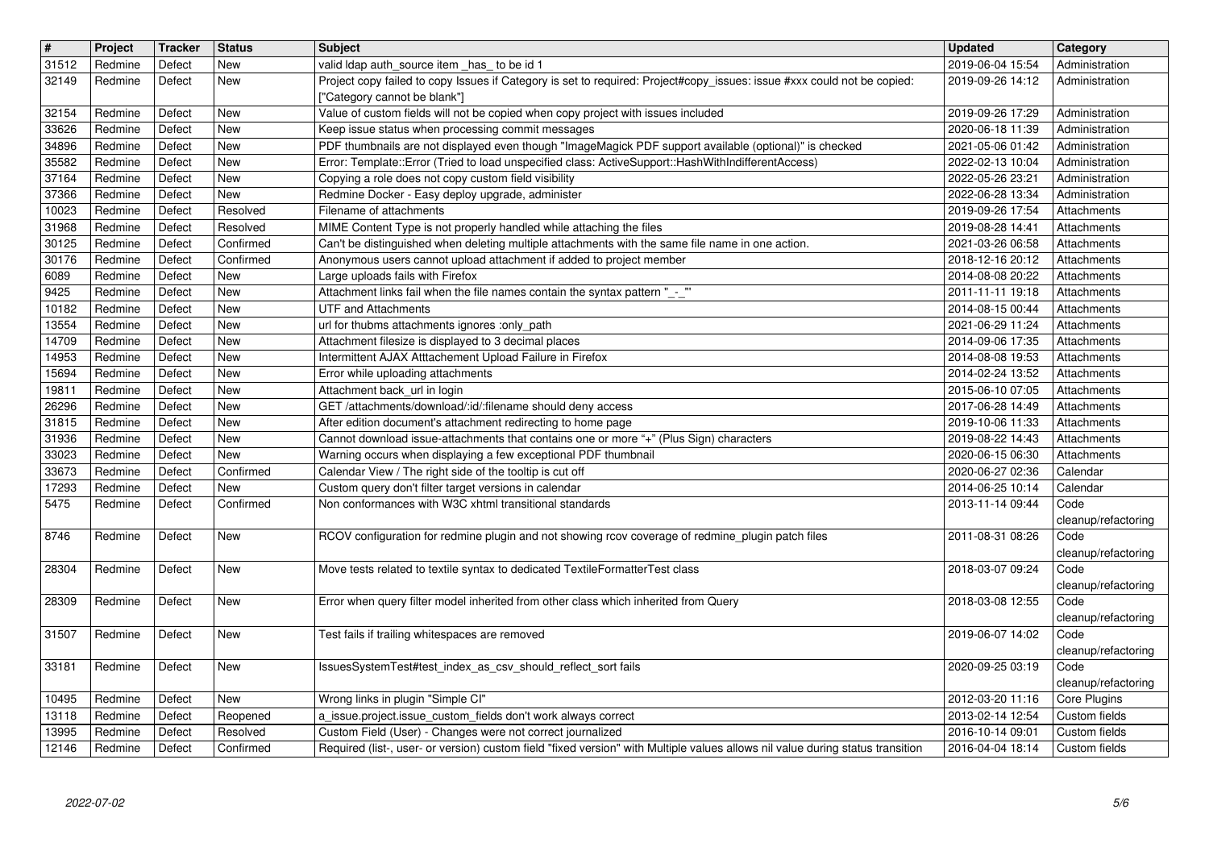| # | Project | Tracker | Status | Subject | Updated | Category |
| --- | --- | --- | --- | --- | --- | --- |
| 31512 | Redmine | Defect | New | valid ldap auth_source item _has_ to be id 1 | 2019-06-04 15:54 | Administration |
| 32149 | Redmine | Defect | New | Project copy failed to copy Issues if Category is set to required: Project#copy_issues: issue #xxx could not be copied: ["Category cannot be blank"] | 2019-09-26 14:12 | Administration |
| 32154 | Redmine | Defect | New | Value of custom fields will not be copied when copy project with issues included | 2019-09-26 17:29 | Administration |
| 33626 | Redmine | Defect | New | Keep issue status when processing commit messages | 2020-06-18 11:39 | Administration |
| 34896 | Redmine | Defect | New | PDF thumbnails are not displayed even though "ImageMagick PDF support available (optional)" is checked | 2021-05-06 01:42 | Administration |
| 35582 | Redmine | Defect | New | Error: Template::Error (Tried to load unspecified class: ActiveSupport::HashWithIndifferentAccess) | 2022-02-13 10:04 | Administration |
| 37164 | Redmine | Defect | New | Copying a role does not copy custom field visibility | 2022-05-26 23:21 | Administration |
| 37366 | Redmine | Defect | New | Redmine Docker - Easy deploy upgrade, administer | 2022-06-28 13:34 | Administration |
| 10023 | Redmine | Defect | Resolved | Filename of attachments | 2019-09-26 17:54 | Attachments |
| 31968 | Redmine | Defect | Resolved | MIME Content Type is not properly handled while attaching the files | 2019-08-28 14:41 | Attachments |
| 30125 | Redmine | Defect | Confirmed | Can't be distinguished when deleting multiple attachments with the same file name in one action. | 2021-03-26 06:58 | Attachments |
| 30176 | Redmine | Defect | Confirmed | Anonymous users cannot upload attachment if added to project member | 2018-12-16 20:12 | Attachments |
| 6089 | Redmine | Defect | New | Large uploads fails with Firefox | 2014-08-08 20:22 | Attachments |
| 9425 | Redmine | Defect | New | Attachment links fail when the file names contain the syntax pattern "_-_" | 2011-11-11 19:18 | Attachments |
| 10182 | Redmine | Defect | New | UTF and Attachments | 2014-08-15 00:44 | Attachments |
| 13554 | Redmine | Defect | New | url for thubms attachments ignores :only_path | 2021-06-29 11:24 | Attachments |
| 14709 | Redmine | Defect | New | Attachment filesize is displayed to 3 decimal places | 2014-09-06 17:35 | Attachments |
| 14953 | Redmine | Defect | New | Intermittent AJAX Atttachement Upload Failure in Firefox | 2014-08-08 19:53 | Attachments |
| 15694 | Redmine | Defect | New | Error while uploading attachments | 2014-02-24 13:52 | Attachments |
| 19811 | Redmine | Defect | New | Attachment back_url in login | 2015-06-10 07:05 | Attachments |
| 26296 | Redmine | Defect | New | GET /attachments/download/:id/:filename should deny access | 2017-06-28 14:49 | Attachments |
| 31815 | Redmine | Defect | New | After edition document's attachment redirecting to home page | 2019-10-06 11:33 | Attachments |
| 31936 | Redmine | Defect | New | Cannot download issue-attachments that contains one or more "+" (Plus Sign) characters | 2019-08-22 14:43 | Attachments |
| 33023 | Redmine | Defect | New | Warning occurs when displaying a few exceptional PDF thumbnail | 2020-06-15 06:30 | Attachments |
| 33673 | Redmine | Defect | Confirmed | Calendar View / The right side of the tooltip is cut off | 2020-06-27 02:36 | Calendar |
| 17293 | Redmine | Defect | New | Custom query don't filter target versions in calendar | 2014-06-25 10:14 | Calendar |
| 5475 | Redmine | Defect | Confirmed | Non conformances with W3C xhtml transitional standards | 2013-11-14 09:44 | Code cleanup/refactoring |
| 8746 | Redmine | Defect | New | RCOV configuration for redmine plugin and not showing rcov coverage of redmine_plugin patch files | 2011-08-31 08:26 | Code cleanup/refactoring |
| 28304 | Redmine | Defect | New | Move tests related to textile syntax to dedicated TextileFormatterTest class | 2018-03-07 09:24 | Code cleanup/refactoring |
| 28309 | Redmine | Defect | New | Error when query filter model inherited from other class which inherited from Query | 2018-03-08 12:55 | Code cleanup/refactoring |
| 31507 | Redmine | Defect | New | Test fails if trailing whitespaces are removed | 2019-06-07 14:02 | Code cleanup/refactoring |
| 33181 | Redmine | Defect | New | IssuesSystemTest#test_index_as_csv_should_reflect_sort fails | 2020-09-25 03:19 | Code cleanup/refactoring |
| 10495 | Redmine | Defect | New | Wrong links in plugin "Simple CI" | 2012-03-20 11:16 | Core Plugins |
| 13118 | Redmine | Defect | Reopened | a_issue.project.issue_custom_fields don't work always correct | 2013-02-14 12:54 | Custom fields |
| 13995 | Redmine | Defect | Resolved | Custom Field (User) - Changes were not correct journalized | 2016-10-14 09:01 | Custom fields |
| 12146 | Redmine | Defect | Confirmed | Required (list-, user- or version) custom field "fixed version" with Multiple values allows nil value during status transition | 2016-04-04 18:14 | Custom fields |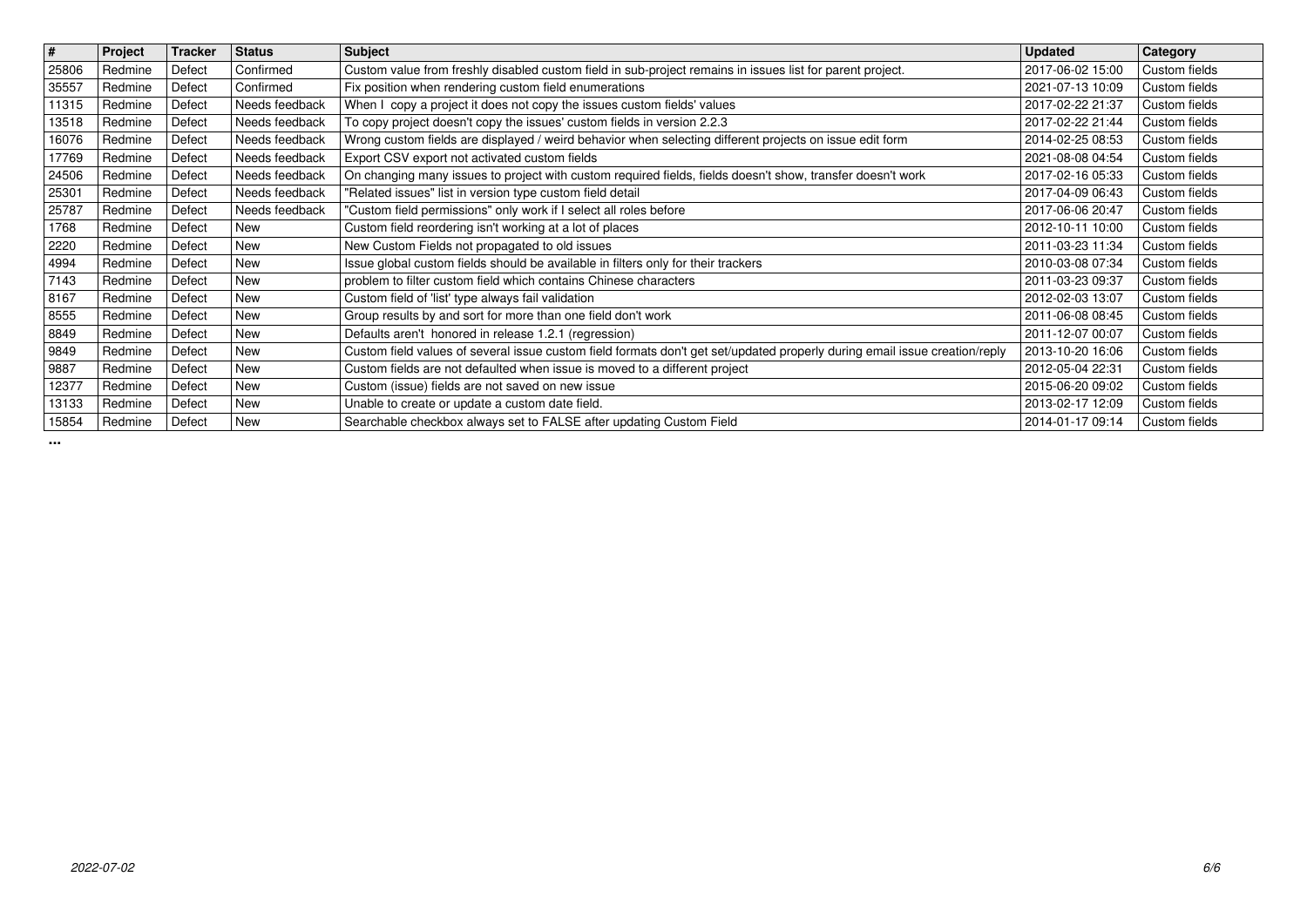| # | Project | Tracker | Status | Subject | Updated | Category |
|---|---|---|---|---|---|---|
| 25806 | Redmine | Defect | Confirmed | Custom value from freshly disabled custom field in sub-project remains in issues list for parent project. | 2017-06-02 15:00 | Custom fields |
| 35557 | Redmine | Defect | Confirmed | Fix position when rendering custom field enumerations | 2021-07-13 10:09 | Custom fields |
| 11315 | Redmine | Defect | Needs feedback | When I copy a project it does not copy the issues custom fields' values | 2017-02-22 21:37 | Custom fields |
| 13518 | Redmine | Defect | Needs feedback | To copy project doesn't copy the issues' custom fields in version 2.2.3 | 2017-02-22 21:44 | Custom fields |
| 16076 | Redmine | Defect | Needs feedback | Wrong custom fields are displayed / weird behavior when selecting different projects on issue edit form | 2014-02-25 08:53 | Custom fields |
| 17769 | Redmine | Defect | Needs feedback | Export CSV export not activated custom fields | 2021-08-08 04:54 | Custom fields |
| 24506 | Redmine | Defect | Needs feedback | On changing many issues to project with custom required fields, fields doesn't show, transfer doesn't work | 2017-02-16 05:33 | Custom fields |
| 25301 | Redmine | Defect | Needs feedback | "Related issues" list in version type custom field detail | 2017-04-09 06:43 | Custom fields |
| 25787 | Redmine | Defect | Needs feedback | "Custom field permissions" only work if I select all roles before | 2017-06-06 20:47 | Custom fields |
| 1768 | Redmine | Defect | New | Custom field reordering isn't working at a lot of places | 2012-10-11 10:00 | Custom fields |
| 2220 | Redmine | Defect | New | New Custom Fields not propagated to old issues | 2011-03-23 11:34 | Custom fields |
| 4994 | Redmine | Defect | New | Issue global custom fields should be available in filters only for their trackers | 2010-03-08 07:34 | Custom fields |
| 7143 | Redmine | Defect | New | problem to filter custom field which contains Chinese characters | 2011-03-23 09:37 | Custom fields |
| 8167 | Redmine | Defect | New | Custom field of 'list' type always fail validation | 2012-02-03 13:07 | Custom fields |
| 8555 | Redmine | Defect | New | Group results by and sort for more than one field don't work | 2011-06-08 08:45 | Custom fields |
| 8849 | Redmine | Defect | New | Defaults aren't honored in release 1.2.1 (regression) | 2011-12-07 00:07 | Custom fields |
| 9849 | Redmine | Defect | New | Custom field values of several issue custom field formats don't get set/updated properly during email issue creation/reply | 2013-10-20 16:06 | Custom fields |
| 9887 | Redmine | Defect | New | Custom fields are not defaulted when issue is moved to a different project | 2012-05-04 22:31 | Custom fields |
| 12377 | Redmine | Defect | New | Custom (issue) fields are not saved on new issue | 2015-06-20 09:02 | Custom fields |
| 13133 | Redmine | Defect | New | Unable to create or update a custom date field. | 2013-02-17 12:09 | Custom fields |
| 15854 | Redmine | Defect | New | Searchable checkbox always set to FALSE after updating Custom Field | 2014-01-17 09:14 | Custom fields |

...